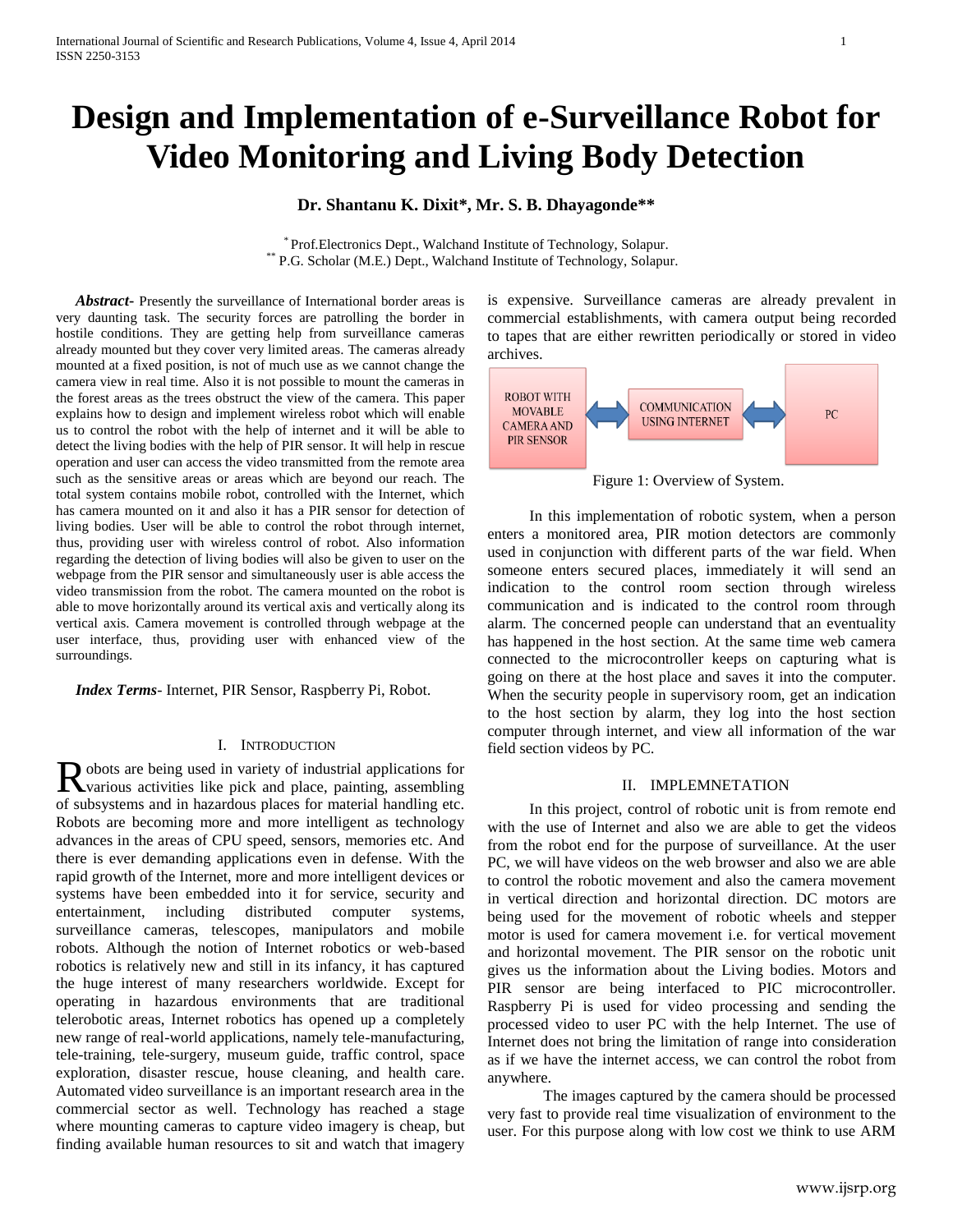# Design and Implementation of e-Surveillance Robot for Video Monitoring and Living Body Detection

**Dr. Shantanu K. Dixit*, Mr. S. B. Dhayagonde****

* Prof.Electronics Dept., Walchand Institute of Technology, Solapur.
** P.G. Scholar (M.E.) Dept., Walchand Institute of Technology, Solapur.

***Abstract-*** Presently the surveillance of International border areas is very daunting task. The security forces are patrolling the border in hostile conditions. They are getting help from surveillance cameras already mounted but they cover very limited areas. The cameras already mounted at a fixed position, is not of much use as we cannot change the camera view in real time. Also it is not possible to mount the cameras in the forest areas as the trees obstruct the view of the camera. This paper explains how to design and implement wireless robot which will enable us to control the robot with the help of internet and it will be able to detect the living bodies with the help of PIR sensor. It will help in rescue operation and user can access the video transmitted from the remote area such as the sensitive areas or areas which are beyond our reach. The total system contains mobile robot, controlled with the Internet, which has camera mounted on it and also it has a PIR sensor for detection of living bodies. User will be able to control the robot through internet, thus, providing user with wireless control of robot. Also information regarding the detection of living bodies will also be given to user on the webpage from the PIR sensor and simultaneously user is able access the video transmission from the robot. The camera mounted on the robot is able to move horizontally around its vertical axis and vertically along its vertical axis. Camera movement is controlled through webpage at the user interface, thus, providing user with enhanced view of the surroundings.

***Index Terms*-** Internet, PIR Sensor, Raspberry Pi, Robot.

## I. Introduction

Robots are being used in variety of industrial applications for various activities like pick and place, painting, assembling of subsystems and in hazardous places for material handling etc. Robots are becoming more and more intelligent as technology advances in the areas of CPU speed, sensors, memories etc. And there is ever demanding applications even in defense. With the rapid growth of the Internet, more and more intelligent devices or systems have been embedded into it for service, security and entertainment, including distributed computer systems, surveillance cameras, telescopes, manipulators and mobile robots. Although the notion of Internet robotics or web-based robotics is relatively new and still in its infancy, it has captured the huge interest of many researchers worldwide. Except for operating in hazardous environments that are traditional telerobotic areas, Internet robotics has opened up a completely new range of real-world applications, namely tele-manufacturing, tele-training, tele-surgery, museum guide, traffic control, space exploration, disaster rescue, house cleaning, and health care. Automated video surveillance is an important research area in the commercial sector as well. Technology has reached a stage where mounting cameras to capture video imagery is cheap, but finding available human resources to sit and watch that imagery is expensive. Surveillance cameras are already prevalent in commercial establishments, with camera output being recorded to tapes that are either rewritten periodically or stored in video archives.

| ROBOT WITH MOVABLE CAMERA AND PIR SENSOR | ⟷ | COMMUNICATION USING INTERNET | ⟷ | PC |
|---|---|---|---|---|

Figure 1: Overview of System.

In this implementation of robotic system, when a person enters a monitored area, PIR motion detectors are commonly used in conjunction with different parts of the war field. When someone enters secured places, immediately it will send an indication to the control room section through wireless communication and is indicated to the control room through alarm. The concerned people can understand that an eventuality has happened in the host section. At the same time web camera connected to the microcontroller keeps on capturing what is going on there at the host place and saves it into the computer. When the security people in supervisory room, get an indication to the host section by alarm, they log into the host section computer through internet, and view all information of the war field section videos by PC.

## II. IMPLEMNETATION

In this project, control of robotic unit is from remote end with the use of Internet and also we are able to get the videos from the robot end for the purpose of surveillance. At the user PC, we will have videos on the web browser and also we are able to control the robotic movement and also the camera movement in vertical direction and horizontal direction. DC motors are being used for the movement of robotic wheels and stepper motor is used for camera movement i.e. for vertical movement and horizontal movement. The PIR sensor on the robotic unit gives us the information about the Living bodies. Motors and PIR sensor are being interfaced to PIC microcontroller. Raspberry Pi is used for video processing and sending the processed video to user PC with the help Internet. The use of Internet does not bring the limitation of range into consideration as if we have the internet access, we can control the robot from anywhere.

The images captured by the camera should be processed very fast to provide real time visualization of environment to the user. For this purpose along with low cost we think to use ARM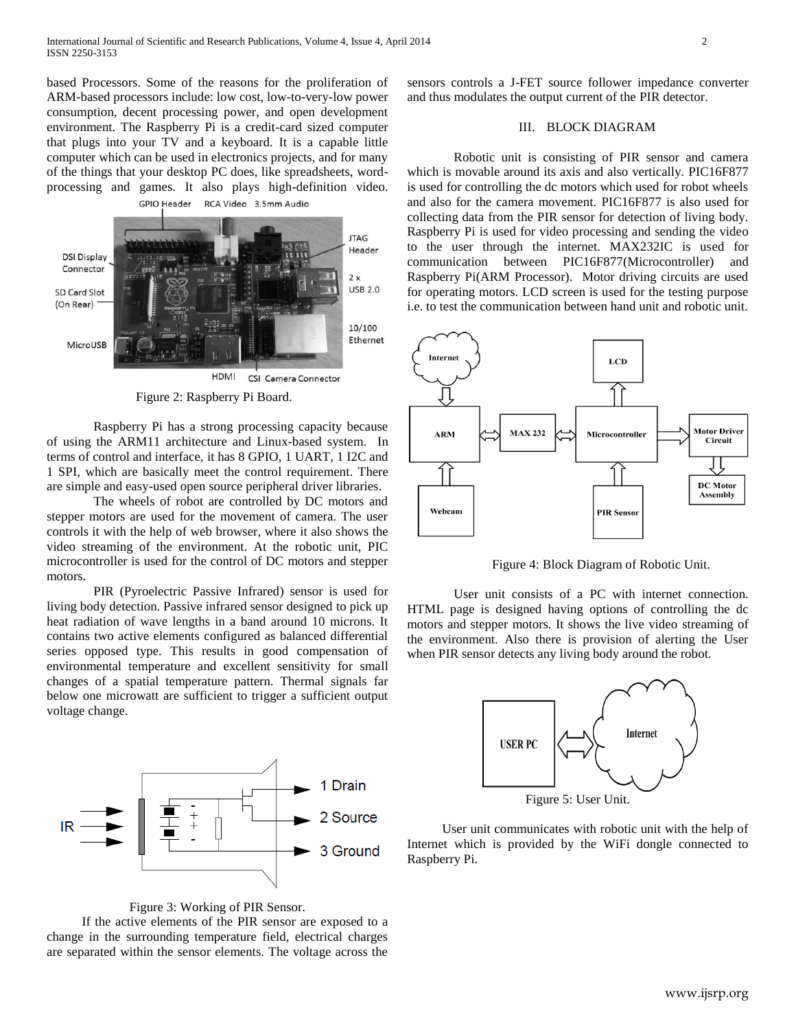based Processors. Some of the reasons for the proliferation of ARM-based processors include: low cost, low-to-very-low power consumption, decent processing power, and open development environment. The Raspberry Pi is a credit-card sized computer that plugs into your TV and a keyboard. It is a capable little computer which can be used in electronics projects, and for many of the things that your desktop PC does, like spreadsheets, word-processing and games. It also plays high-definition video.

Figure 2: Raspberry Pi Board.

Raspberry Pi has a strong processing capacity because of using the ARM11 architecture and Linux-based system. In terms of control and interface, it has 8 GPIO, 1 UART, 1 I2C and 1 SPI, which are basically meet the control requirement. There are simple and easy-used open source peripheral driver libraries.

The wheels of robot are controlled by DC motors and stepper motors are used for the movement of camera. The user controls it with the help of web browser, where it also shows the video streaming of the environment. At the robotic unit, PIC microcontroller is used for the control of DC motors and stepper motors.

PIR (Pyroelectric Passive Infrared) sensor is used for living body detection. Passive infrared sensor designed to pick up heat radiation of wave lengths in a band around 10 microns. It contains two active elements configured as balanced differential series opposed type. This results in good compensation of environmental temperature and excellent sensitivity for small changes of a spatial temperature pattern. Thermal signals far below one microwatt are sufficient to trigger a sufficient output voltage change.

Figure 3: Working of PIR Sensor.

If the active elements of the PIR sensor are exposed to a change in the surrounding temperature field, electrical charges are separated within the sensor elements. The voltage across the sensors controls a J-FET source follower impedance converter and thus modulates the output current of the PIR detector.

## III. BLOCK DIAGRAM

Robotic unit is consisting of PIR sensor and camera which is movable around its axis and also vertically. PIC16F877 is used for controlling the dc motors which used for robot wheels and also for the camera movement. PIC16F877 is also used for collecting data from the PIR sensor for detection of living body. Raspberry Pi is used for video processing and sending the video to the user through the internet. MAX232IC is used for communication between PIC16F877(Microcontroller) and Raspberry Pi(ARM Processor). Motor driving circuits are used for operating motors. LCD screen is used for the testing purpose i.e. to test the communication between hand unit and robotic unit.

Figure 4: Block Diagram of Robotic Unit.

User unit consists of a PC with internet connection. HTML page is designed having options of controlling the dc motors and stepper motors. It shows the live video streaming of the environment. Also there is provision of alerting the User when PIR sensor detects any living body around the robot.

Figure 5: User Unit.

User unit communicates with robotic unit with the help of Internet which is provided by the WiFi dongle connected to Raspberry Pi.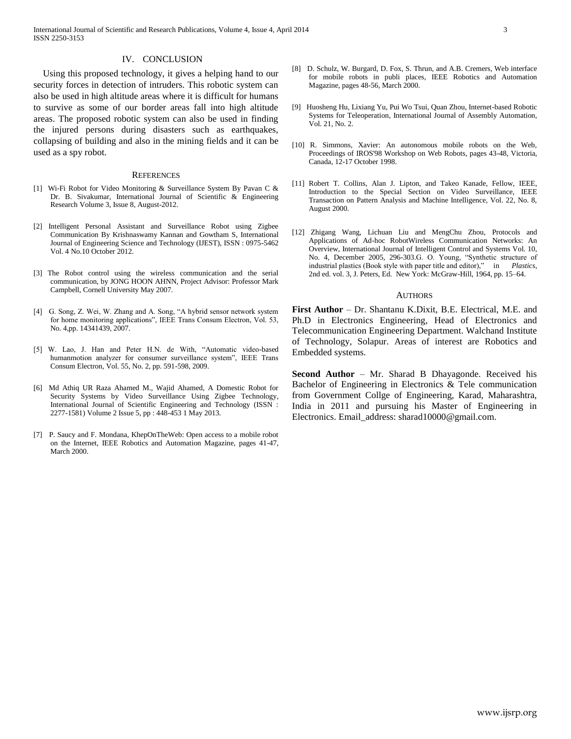## IV. CONCLUSION

Using this proposed technology, it gives a helping hand to our security forces in detection of intruders. This robotic system can also be used in high altitude areas where it is difficult for humans to survive as some of our border areas fall into high altitude areas. The proposed robotic system can also be used in finding the injured persons during disasters such as earthquakes, collapsing of building and also in the mining fields and it can be used as a spy robot.

## REFERENCES

[1] Wi-Fi Robot for Video Monitoring & Surveillance System By Pavan C & Dr. B. Sivakumar, International Journal of Scientific & Engineering Research Volume 3, Issue 8, August-2012.

[2] Intelligent Personal Assistant and Surveillance Robot using Zigbee Communication By Krishnaswamy Kannan and Gowtham S, International Journal of Engineering Science and Technology (IJEST), ISSN : 0975-5462 Vol. 4 No.10 October 2012.

[3] The Robot control using the wireless communication and the serial communication, by JONG HOON AHNN, Project Advisor: Professor Mark Campbell, Cornell University May 2007.

[4] G. Song, Z. Wei, W. Zhang and A. Song, "A hybrid sensor network system for home monitoring applications", IEEE Trans Consum Electron, Vol. 53, No. 4,pp. 14341439, 2007.

[5] W. Lao, J. Han and Peter H.N. de With, "Automatic video-based humanmotion analyzer for consumer surveillance system", IEEE Trans Consum Electron, Vol. 55, No. 2, pp. 591-598, 2009.

[6] Md Athiq UR Raza Ahamed M., Wajid Ahamed, A Domestic Robot for Security Systems by Video Surveillance Using Zigbee Technology, International Journal of Scientific Engineering and Technology (ISSN : 2277-1581) Volume 2 Issue 5, pp : 448-453 1 May 2013.

[7] P. Saucy and F. Mondana, KhepOnTheWeb: Open access to a mobile robot on the Internet, IEEE Robotics and Automation Magazine, pages 41-47, March 2000.

[8] D. Schulz, W. Burgard, D. Fox, S. Thrun, and A.B. Cremers, Web interface for mobile robots in publi places, IEEE Robotics and Automation Magazine, pages 48-56, March 2000.

[9] Huosheng Hu, Lixiang Yu, Pui Wo Tsui, Quan Zhou, Internet-based Robotic Systems for Teleoperation, International Journal of Assembly Automation, Vol. 21, No. 2.

[10] R. Simmons, Xavier: An autonomous mobile robots on the Web, Proceedings of IROS'98 Workshop on Web Robots, pages 43-48, Victoria, Canada, 12-17 October 1998.

[11] Robert T. Collins, Alan J. Lipton, and Takeo Kanade, Fellow, IEEE, Introduction to the Special Section on Video Surveillance, IEEE Transaction on Pattern Analysis and Machine Intelligence, Vol. 22, No. 8, August 2000.

[12] Zhigang Wang, Lichuan Liu and MengChu Zhou, Protocols and Applications of Ad-hoc RobotWireless Communication Networks: An Overview, International Journal of Intelligent Control and Systems Vol. 10, No. 4, December 2005, 296-303.G. O. Young, "Synthetic structure of industrial plastics (Book style with paper title and editor)," in *Plastics*, 2nd ed. vol. 3, J. Peters, Ed. New York: McGraw-Hill, 1964, pp. 15–64.

## AUTHORS

**First Author** – Dr. Shantanu K.Dixit, B.E. Electrical, M.E. and Ph.D in Electronics Engineering, Head of Electronics and Telecommunication Engineering Department. Walchand Institute of Technology, Solapur. Areas of interest are Robotics and Embedded systems.

**Second Author** – Mr. Sharad B Dhayagonde. Received his Bachelor of Engineering in Electronics & Tele communication from Government Collge of Engineering, Karad, Maharashtra, India in 2011 and pursuing his Master of Engineering in Electronics. Email_address: sharad10000@gmail.com.